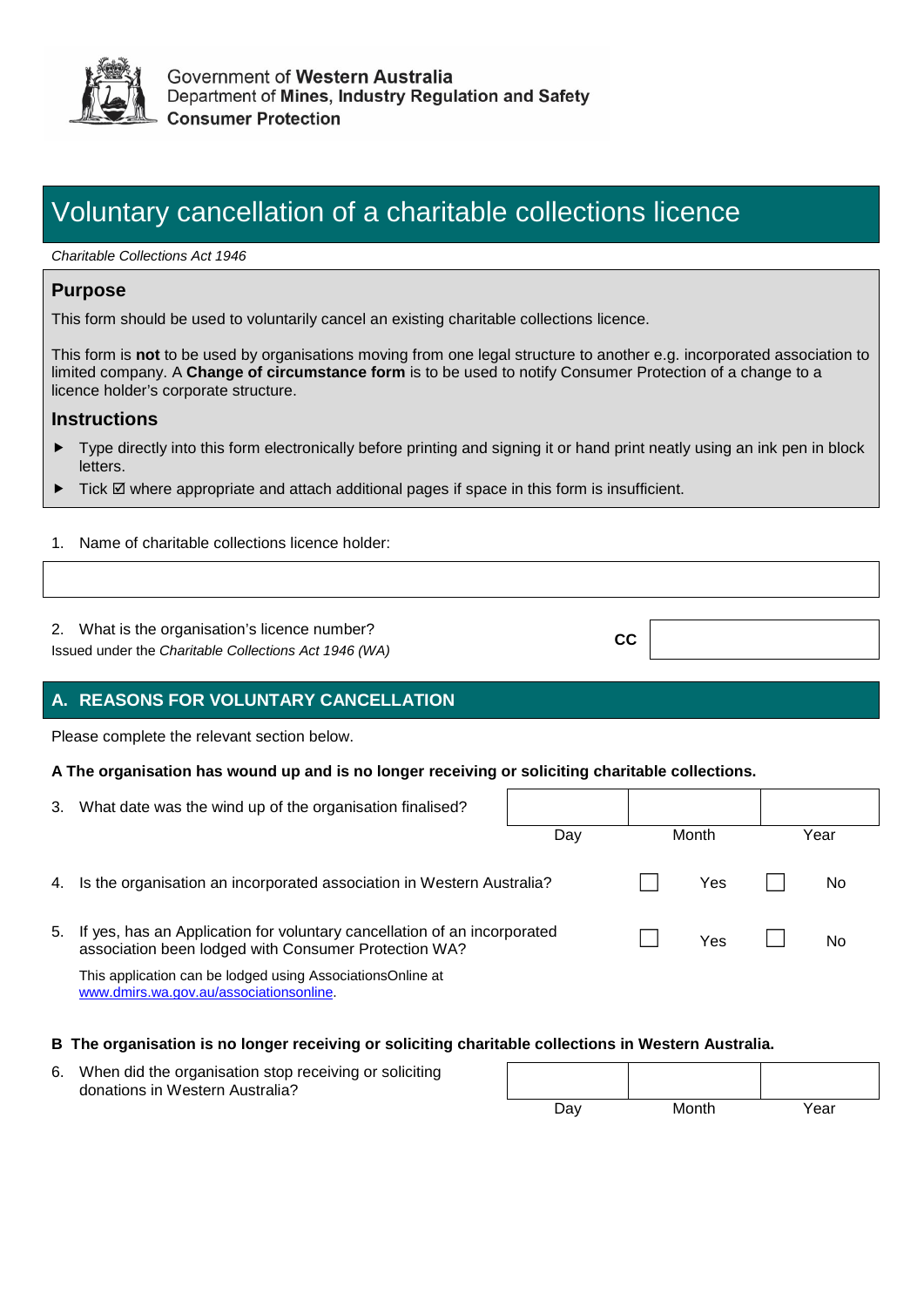Government of **Western Australia**
Department of **Mines, Industry Regulation and Safety**
**Consumer Protection**

# Voluntary cancellation of a charitable collections licence

*Charitable Collections Act 1946*

## Purpose

This form should be used to voluntarily cancel an existing charitable collections licence.

This form is **not** to be used by organisations moving from one legal structure to another e.g. incorporated association to limited company. A **Change of circumstance form** is to be used to notify Consumer Protection of a change to a licence holder's corporate structure.

## Instructions

- Type directly into this form electronically before printing and signing it or hand print neatly using an ink pen in block letters.
- Tick ☑ where appropriate and attach additional pages if space in this form is insufficient.

1. Name of charitable collections licence holder:

| |
|---|
| |

2. What is the organisation's licence number?
Issued under the *Charitable Collections Act 1946 (WA)*

**CC** ____________

## A. REASONS FOR VOLUNTARY CANCELLATION

Please complete the relevant section below.

**A The organisation has wound up and is no longer receiving or soliciting charitable collections.**

3. What date was the wind up of the organisation finalised?

| | | |
|---|---|---|
| Day | Month | Year |

4. Is the organisation an incorporated association in Western Australia? ☐ Yes ☐ No

5. If yes, has an Application for voluntary cancellation of an incorporated association been lodged with Consumer Protection WA? ☐ Yes ☐ No

This application can be lodged using AssociationsOnline at www.dmirs.wa.gov.au/associationsonline.

**B The organisation is no longer receiving or soliciting charitable collections in Western Australia.**

6. When did the organisation stop receiving or soliciting donations in Western Australia?

| | | |
|---|---|---|
| Day | Month | Year |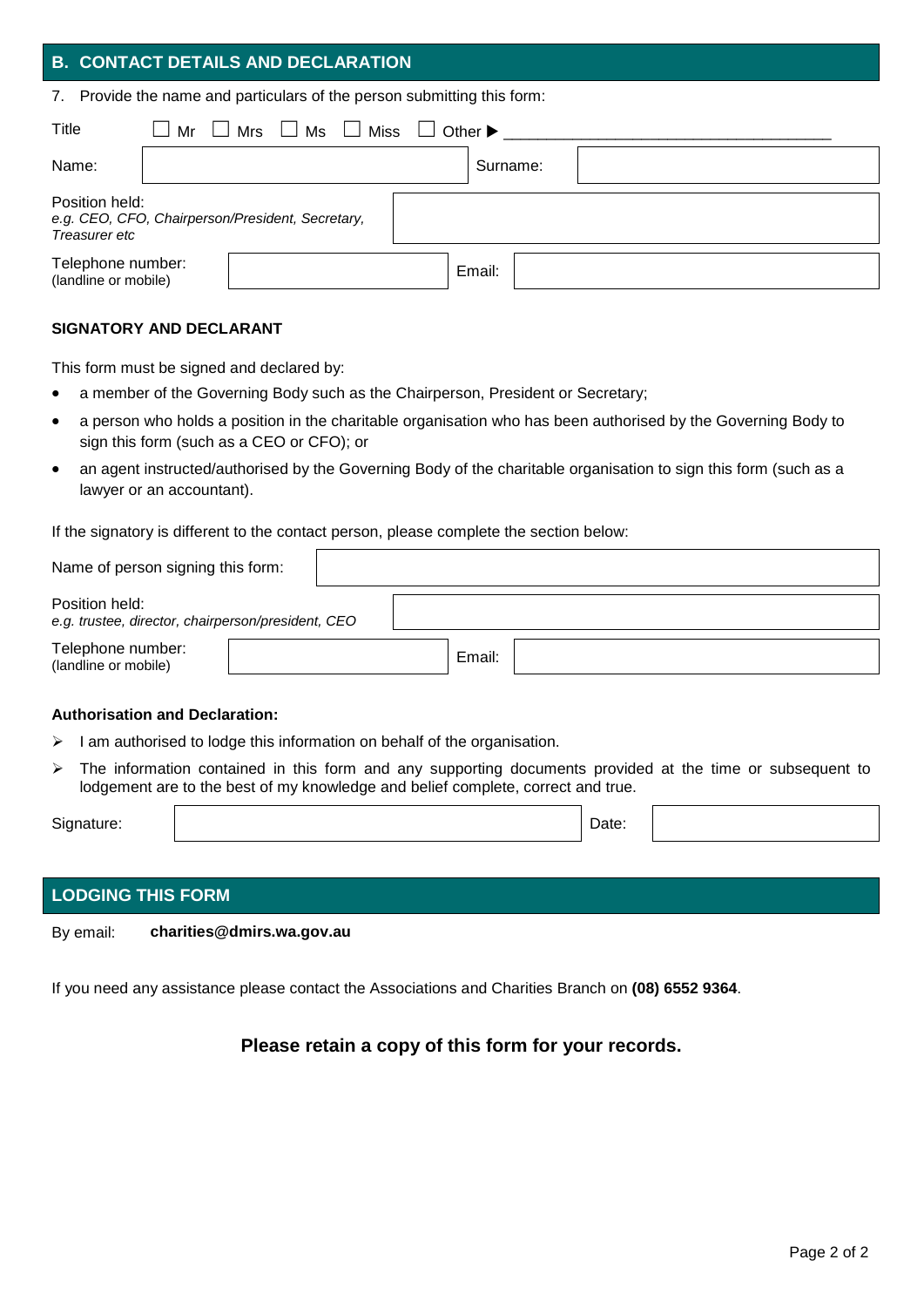## B. CONTACT DETAILS AND DECLARATION

7. Provide the name and particulars of the person submitting this form:

Title ☐ Mr ☐ Mrs ☐ Ms ☐ Miss ☐ Other ▶ ______________________________________

| | | | |
|---|---|---|---|
| Name: | | Surname: | |

| | |
|---|---|
| Position held: *e.g. CEO, CFO, Chairperson/President, Secretary, Treasurer etc* | |

| | | | |
|---|---|---|---|
| Telephone number: (landline or mobile) | | Email: | |

### SIGNATORY AND DECLARANT

This form must be signed and declared by:

- a member of the Governing Body such as the Chairperson, President or Secretary;
- a person who holds a position in the charitable organisation who has been authorised by the Governing Body to sign this form (such as a CEO or CFO); or
- an agent instructed/authorised by the Governing Body of the charitable organisation to sign this form (such as a lawyer or an accountant).

If the signatory is different to the contact person, please complete the section below:

| | |
|---|---|
| Name of person signing this form: | |
| Position held: *e.g. trustee, director, chairperson/president, CEO* | |

| | | | |
|---|---|---|---|
| Telephone number: (landline or mobile) | | Email: | |

**Authorisation and Declaration:**

- I am authorised to lodge this information on behalf of the organisation.
- The information contained in this form and any supporting documents provided at the time or subsequent to lodgement are to the best of my knowledge and belief complete, correct and true.

| | | | |
|---|---|---|---|
| Signature: | | Date: | |

## LODGING THIS FORM

By email: **charities@dmirs.wa.gov.au**

If you need any assistance please contact the Associations and Charities Branch on **(08) 6552 9364**.

**Please retain a copy of this form for your records.**